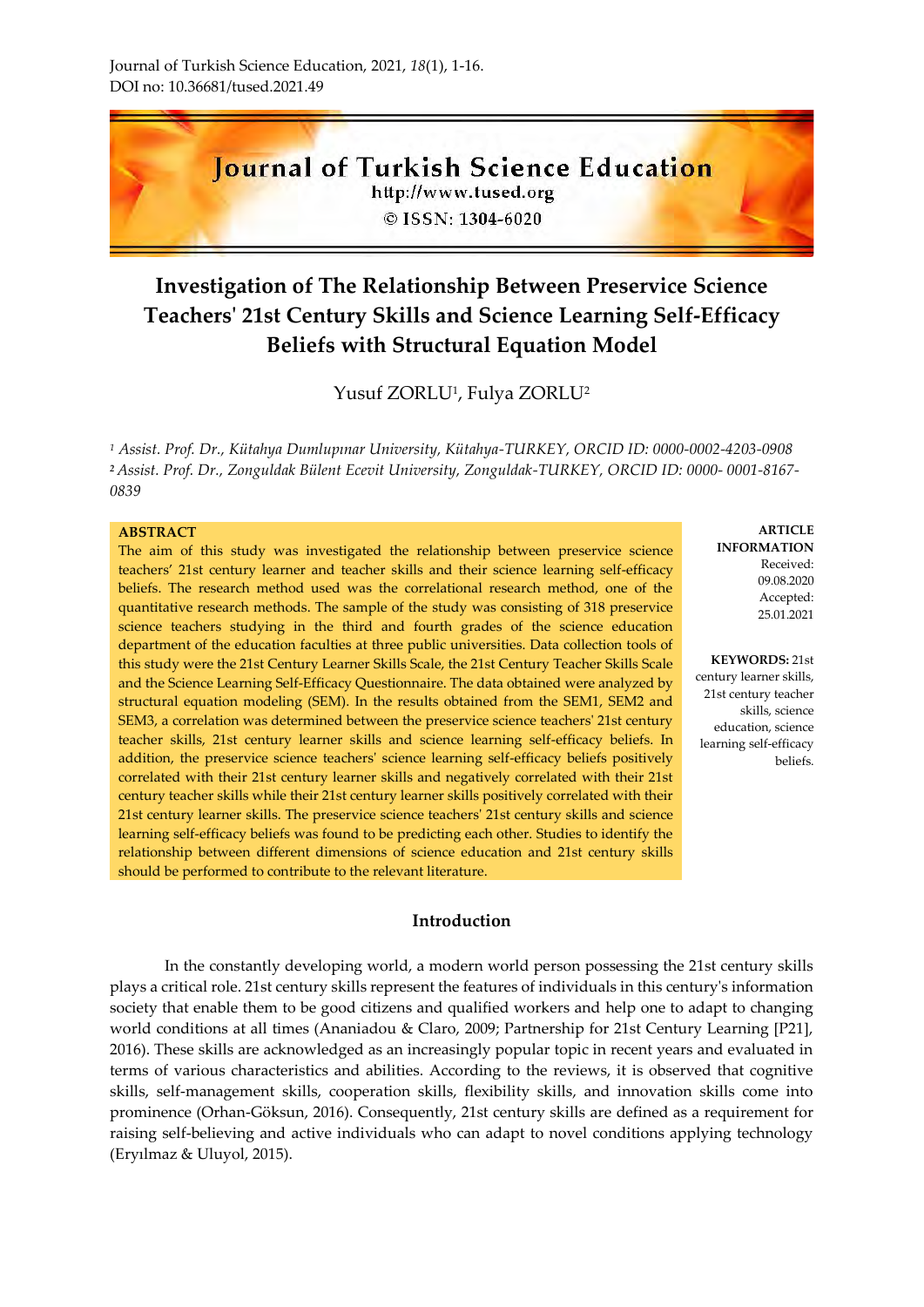Journal of Turkish Science Education, 2021, *18*(1), 1-16.
DOI no: 10.36681/tused.2021.49

Journal of Turkish Science Education
http://www.tused.org
© ISSN: 1304-6020

# Investigation of The Relationship Between Preservice Science Teachers' 21st Century Skills and Science Learning Self-Efficacy Beliefs with Structural Equation Model

Yusuf ZORLU[1], Fulya ZORLU[2]

*[1] Assist. Prof. Dr., Kütahya Dumlupınar University, Kütahya-TURKEY, ORCID ID: 0000-0002-4203-0908*
*[2] Assist. Prof. Dr., Zonguldak Bülent Ecevit University, Zonguldak-TURKEY, ORCID ID: 0000- 0001-8167-0839*

**ABSTRACT**

The aim of this study was investigated the relationship between preservice science teachers' 21st century learner and teacher skills and their science learning self-efficacy beliefs. The research method used was the correlational research method, one of the quantitative research methods. The sample of the study was consisting of 318 preservice science teachers studying in the third and fourth grades of the science education department of the education faculties at three public universities. Data collection tools of this study were the 21st Century Learner Skills Scale, the 21st Century Teacher Skills Scale and the Science Learning Self-Efficacy Questionnaire. The data obtained were analyzed by structural equation modeling (SEM). In the results obtained from the SEM1, SEM2 and SEM3, a correlation was determined between the preservice science teachers' 21st century teacher skills, 21st century learner skills and science learning self-efficacy beliefs. In addition, the preservice science teachers' science learning self-efficacy beliefs positively correlated with their 21st century learner skills and negatively correlated with their 21st century teacher skills while their 21st century learner skills positively correlated with their 21st century learner skills. The preservice science teachers' 21st century skills and science learning self-efficacy beliefs was found to be predicting each other. Studies to identify the relationship between different dimensions of science education and 21st century skills should be performed to contribute to the relevant literature.

**ARTICLE INFORMATION**
Received: 09.08.2020
Accepted: 25.01.2021

**KEYWORDS:** 21st century learner skills, 21st century teacher skills, science education, science learning self-efficacy beliefs.

## Introduction

In the constantly developing world, a modern world person possessing the 21st century skills plays a critical role. 21st century skills represent the features of individuals in this century's information society that enable them to be good citizens and qualified workers and help one to adapt to changing world conditions at all times (Ananiadou & Claro, 2009; Partnership for 21st Century Learning [P21], 2016). These skills are acknowledged as an increasingly popular topic in recent years and evaluated in terms of various characteristics and abilities. According to the reviews, it is observed that cognitive skills, self-management skills, cooperation skills, flexibility skills, and innovation skills come into prominence (Orhan-Göksun, 2016). Consequently, 21st century skills are defined as a requirement for raising self-believing and active individuals who can adapt to novel conditions applying technology (Eryılmaz & Uluyol, 2015).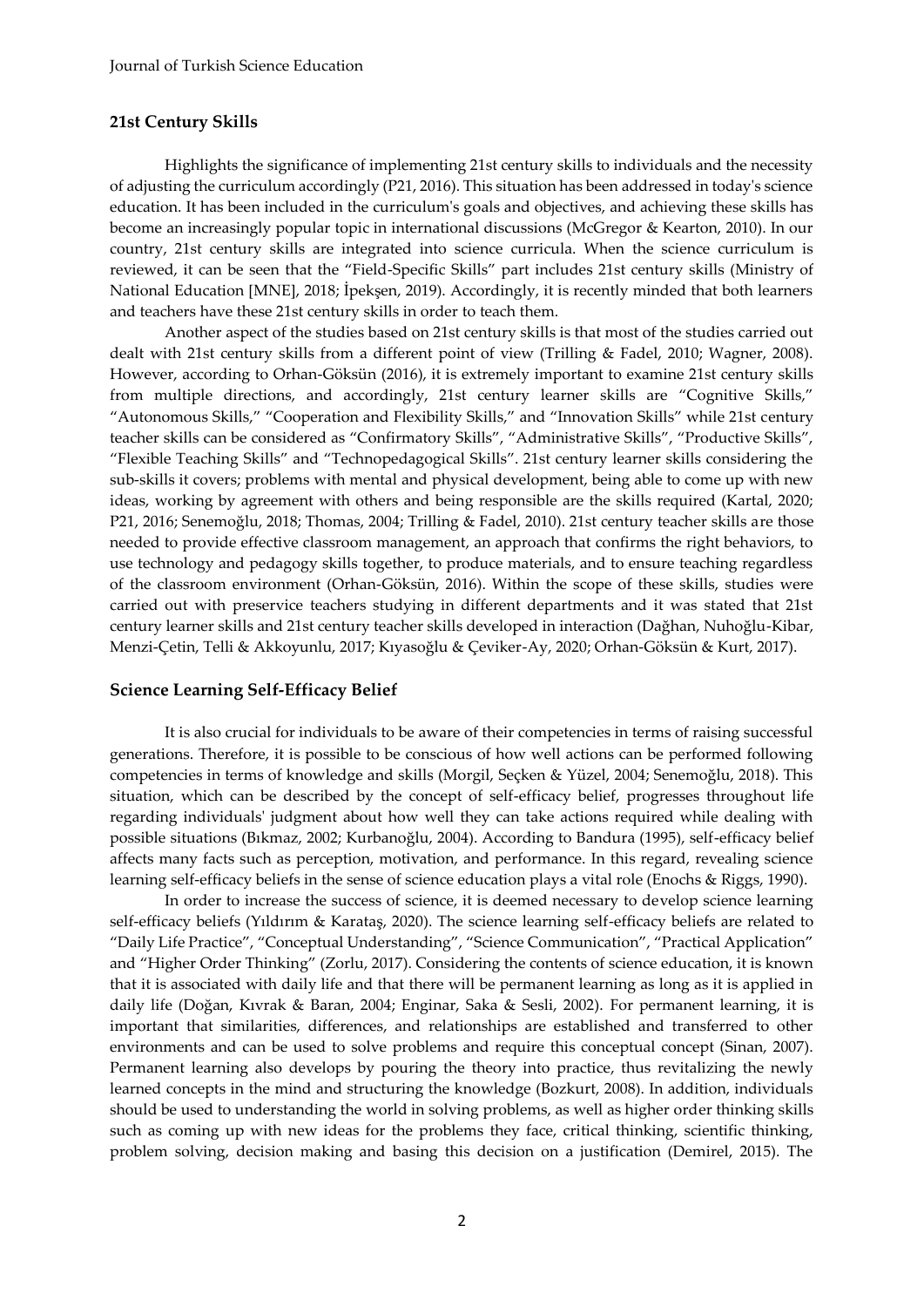## 21st Century Skills

Highlights the significance of implementing 21st century skills to individuals and the necessity of adjusting the curriculum accordingly (P21, 2016). This situation has been addressed in today's science education. It has been included in the curriculum's goals and objectives, and achieving these skills has become an increasingly popular topic in international discussions (McGregor & Kearton, 2010). In our country, 21st century skills are integrated into science curricula. When the science curriculum is reviewed, it can be seen that the "Field-Specific Skills" part includes 21st century skills (Ministry of National Education [MNE], 2018; İpekşen, 2019). Accordingly, it is recently minded that both learners and teachers have these 21st century skills in order to teach them.

Another aspect of the studies based on 21st century skills is that most of the studies carried out dealt with 21st century skills from a different point of view (Trilling & Fadel, 2010; Wagner, 2008). However, according to Orhan-Göksün (2016), it is extremely important to examine 21st century skills from multiple directions, and accordingly, 21st century learner skills are "Cognitive Skills," "Autonomous Skills," "Cooperation and Flexibility Skills," and "Innovation Skills" while 21st century teacher skills can be considered as "Confirmatory Skills", "Administrative Skills", "Productive Skills", "Flexible Teaching Skills" and "Technopedagogical Skills". 21st century learner skills considering the sub-skills it covers; problems with mental and physical development, being able to come up with new ideas, working by agreement with others and being responsible are the skills required (Kartal, 2020; P21, 2016; Senemoğlu, 2018; Thomas, 2004; Trilling & Fadel, 2010). 21st century teacher skills are those needed to provide effective classroom management, an approach that confirms the right behaviors, to use technology and pedagogy skills together, to produce materials, and to ensure teaching regardless of the classroom environment (Orhan-Göksün, 2016). Within the scope of these skills, studies were carried out with preservice teachers studying in different departments and it was stated that 21st century learner skills and 21st century teacher skills developed in interaction (Dağhan, Nuhoğlu-Kibar, Menzi-Çetin, Telli & Akkoyunlu, 2017; Kıyasoğlu & Çeviker-Ay, 2020; Orhan-Göksün & Kurt, 2017).

## Science Learning Self-Efficacy Belief

It is also crucial for individuals to be aware of their competencies in terms of raising successful generations. Therefore, it is possible to be conscious of how well actions can be performed following competencies in terms of knowledge and skills (Morgil, Seçken & Yüzel, 2004; Senemoğlu, 2018). This situation, which can be described by the concept of self-efficacy belief, progresses throughout life regarding individuals' judgment about how well they can take actions required while dealing with possible situations (Bıkmaz, 2002; Kurbanoğlu, 2004). According to Bandura (1995), self-efficacy belief affects many facts such as perception, motivation, and performance. In this regard, revealing science learning self-efficacy beliefs in the sense of science education plays a vital role (Enochs & Riggs, 1990).

In order to increase the success of science, it is deemed necessary to develop science learning self-efficacy beliefs (Yıldırım & Karataş, 2020). The science learning self-efficacy beliefs are related to "Daily Life Practice", "Conceptual Understanding", "Science Communication", "Practical Application" and "Higher Order Thinking" (Zorlu, 2017). Considering the contents of science education, it is known that it is associated with daily life and that there will be permanent learning as long as it is applied in daily life (Doğan, Kıvrak & Baran, 2004; Enginar, Saka & Sesli, 2002). For permanent learning, it is important that similarities, differences, and relationships are established and transferred to other environments and can be used to solve problems and require this conceptual concept (Sinan, 2007). Permanent learning also develops by pouring the theory into practice, thus revitalizing the newly learned concepts in the mind and structuring the knowledge (Bozkurt, 2008). In addition, individuals should be used to understanding the world in solving problems, as well as higher order thinking skills such as coming up with new ideas for the problems they face, critical thinking, scientific thinking, problem solving, decision making and basing this decision on a justification (Demirel, 2015). The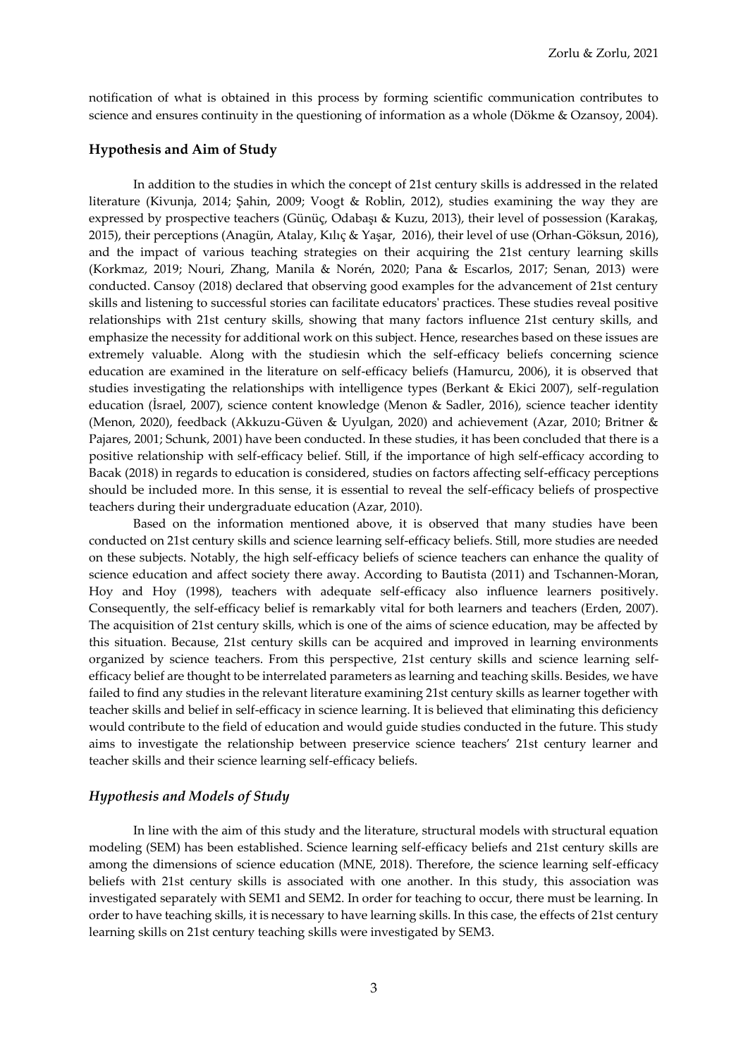notification of what is obtained in this process by forming scientific communication contributes to science and ensures continuity in the questioning of information as a whole (Dökme & Ozansoy, 2004).

## Hypothesis and Aim of Study

In addition to the studies in which the concept of 21st century skills is addressed in the related literature (Kivunja, 2014; Şahin, 2009; Voogt & Roblin, 2012), studies examining the way they are expressed by prospective teachers (Günüç, Odabaşı & Kuzu, 2013), their level of possession (Karakaş, 2015), their perceptions (Anagün, Atalay, Kılıç & Yaşar, 2016), their level of use (Orhan-Göksun, 2016), and the impact of various teaching strategies on their acquiring the 21st century learning skills (Korkmaz, 2019; Nouri, Zhang, Manila & Norén, 2020; Pana & Escarlos, 2017; Senan, 2013) were conducted. Cansoy (2018) declared that observing good examples for the advancement of 21st century skills and listening to successful stories can facilitate educators' practices. These studies reveal positive relationships with 21st century skills, showing that many factors influence 21st century skills, and emphasize the necessity for additional work on this subject. Hence, researches based on these issues are extremely valuable. Along with the studiesin which the self-efficacy beliefs concerning science education are examined in the literature on self-efficacy beliefs (Hamurcu, 2006), it is observed that studies investigating the relationships with intelligence types (Berkant & Ekici 2007), self-regulation education (İsrael, 2007), science content knowledge (Menon & Sadler, 2016), science teacher identity (Menon, 2020), feedback (Akkuzu-Güven & Uyulgan, 2020) and achievement (Azar, 2010; Britner & Pajares, 2001; Schunk, 2001) have been conducted. In these studies, it has been concluded that there is a positive relationship with self-efficacy belief. Still, if the importance of high self-efficacy according to Bacak (2018) in regards to education is considered, studies on factors affecting self-efficacy perceptions should be included more. In this sense, it is essential to reveal the self-efficacy beliefs of prospective teachers during their undergraduate education (Azar, 2010).

Based on the information mentioned above, it is observed that many studies have been conducted on 21st century skills and science learning self-efficacy beliefs. Still, more studies are needed on these subjects. Notably, the high self-efficacy beliefs of science teachers can enhance the quality of science education and affect society there away. According to Bautista (2011) and Tschannen-Moran, Hoy and Hoy (1998), teachers with adequate self-efficacy also influence learners positively. Consequently, the self-efficacy belief is remarkably vital for both learners and teachers (Erden, 2007). The acquisition of 21st century skills, which is one of the aims of science education, may be affected by this situation. Because, 21st century skills can be acquired and improved in learning environments organized by science teachers. From this perspective, 21st century skills and science learning self-efficacy belief are thought to be interrelated parameters as learning and teaching skills. Besides, we have failed to find any studies in the relevant literature examining 21st century skills as learner together with teacher skills and belief in self-efficacy in science learning. It is believed that eliminating this deficiency would contribute to the field of education and would guide studies conducted in the future. This study aims to investigate the relationship between preservice science teachers' 21st century learner and teacher skills and their science learning self-efficacy beliefs.

### *Hypothesis and Models of Study*

In line with the aim of this study and the literature, structural models with structural equation modeling (SEM) has been established. Science learning self-efficacy beliefs and 21st century skills are among the dimensions of science education (MNE, 2018). Therefore, the science learning self-efficacy beliefs with 21st century skills is associated with one another. In this study, this association was investigated separately with SEM1 and SEM2. In order for teaching to occur, there must be learning. In order to have teaching skills, it is necessary to have learning skills. In this case, the effects of 21st century learning skills on 21st century teaching skills were investigated by SEM3.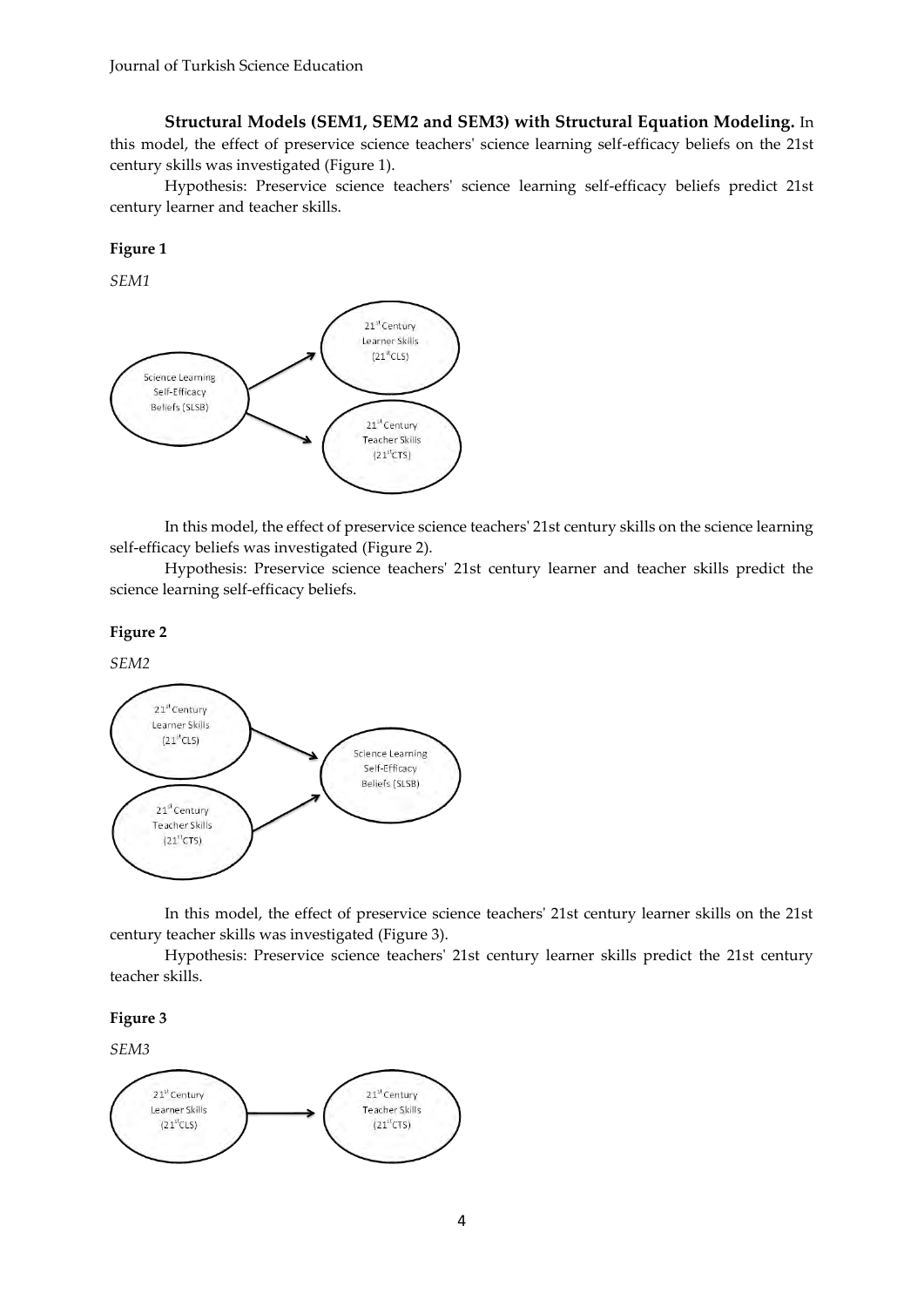**Structural Models (SEM1, SEM2 and SEM3) with Structural Equation Modeling.** In this model, the effect of preservice science teachers' science learning self-efficacy beliefs on the 21st century skills was investigated (Figure 1).

Hypothesis: Preservice science teachers' science learning self-efficacy beliefs predict 21st century learner and teacher skills.

**Figure 1**

*SEM1*

Science Learning Self-Efficacy Beliefs (SLSB)

21st Century Learner Skills (21stCLS)

21st Century Teacher Skills (21stCTS)

In this model, the effect of preservice science teachers' 21st century skills on the science learning self-efficacy beliefs was investigated (Figure 2).

Hypothesis: Preservice science teachers' 21st century learner and teacher skills predict the science learning self-efficacy beliefs.

**Figure 2**

*SEM2*

21st Century Learner Skills (21stCLS)

21st Century Teacher Skills (21stCTS)

Science Learning Self-Efficacy Beliefs (SLSB)

In this model, the effect of preservice science teachers' 21st century learner skills on the 21st century teacher skills was investigated (Figure 3).

Hypothesis: Preservice science teachers' 21st century learner skills predict the 21st century teacher skills.

**Figure 3**

*SEM3*

21st Century Learner Skills (21stCLS)

21st Century Teacher Skills (21stCTS)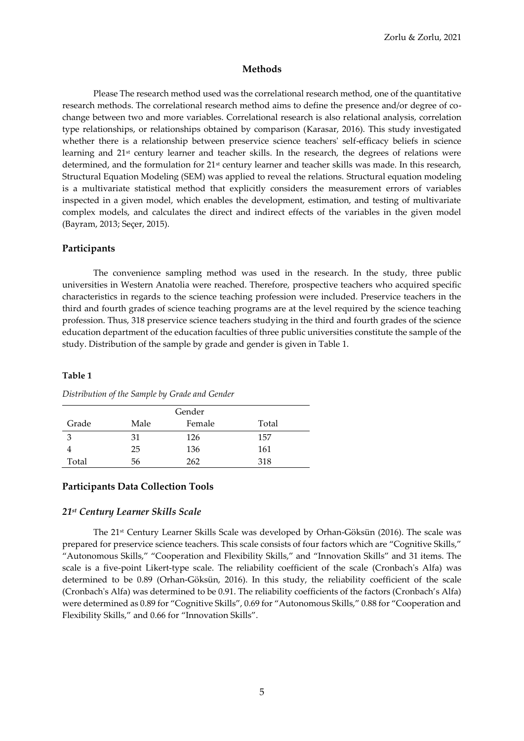## Methods

Please The research method used was the correlational research method, one of the quantitative research methods. The correlational research method aims to define the presence and/or degree of co-change between two and more variables. Correlational research is also relational analysis, correlation type relationships, or relationships obtained by comparison (Karasar, 2016). This study investigated whether there is a relationship between preservice science teachers' self-efficacy beliefs in science learning and 21st century learner and teacher skills. In the research, the degrees of relations were determined, and the formulation for 21st century learner and teacher skills was made. In this research, Structural Equation Modeling (SEM) was applied to reveal the relations. Structural equation modeling is a multivariate statistical method that explicitly considers the measurement errors of variables inspected in a given model, which enables the development, estimation, and testing of multivariate complex models, and calculates the direct and indirect effects of the variables in the given model (Bayram, 2013; Seçer, 2015).

## Participants

The convenience sampling method was used in the research. In the study, three public universities in Western Anatolia were reached. Therefore, prospective teachers who acquired specific characteristics in regards to the science teaching profession were included. Preservice teachers in the third and fourth grades of science teaching programs are at the level required by the science teaching profession. Thus, 318 preservice science teachers studying in the third and fourth grades of the science education department of the education faculties of three public universities constitute the sample of the study. Distribution of the sample by grade and gender is given in Table 1.

**Table 1**

*Distribution of the Sample by Grade and Gender*

| | Gender | | |
|---|---|---|---|
| Grade | Male | Female | Total |
| 3 | 31 | 126 | 157 |
| 4 | 25 | 136 | 161 |
| Total | 56 | 262 | 318 |

## Participants Data Collection Tools

### *21st Century Learner Skills Scale*

The 21st Century Learner Skills Scale was developed by Orhan-Göksün (2016). The scale was prepared for preservice science teachers. This scale consists of four factors which are "Cognitive Skills," "Autonomous Skills," "Cooperation and Flexibility Skills," and "Innovation Skills" and 31 items. The scale is a five-point Likert-type scale. The reliability coefficient of the scale (Cronbach's Alfa) was determined to be 0.89 (Orhan-Göksün, 2016). In this study, the reliability coefficient of the scale (Cronbach's Alfa) was determined to be 0.91. The reliability coefficients of the factors (Cronbach's Alfa) were determined as 0.89 for "Cognitive Skills", 0.69 for "Autonomous Skills," 0.88 for "Cooperation and Flexibility Skills," and 0.66 for "Innovation Skills".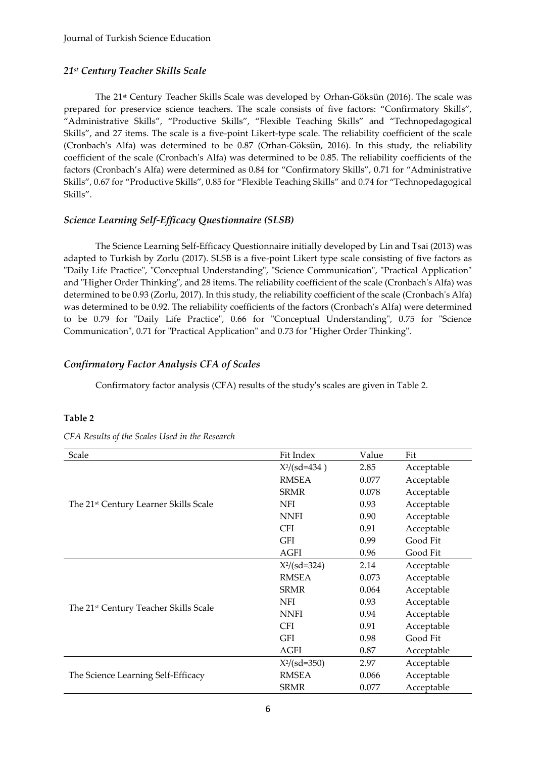### *21st Century Teacher Skills Scale*

The 21st Century Teacher Skills Scale was developed by Orhan-Göksün (2016). The scale was prepared for preservice science teachers. The scale consists of five factors: "Confirmatory Skills", "Administrative Skills", "Productive Skills", "Flexible Teaching Skills" and "Technopedagogical Skills", and 27 items. The scale is a five-point Likert-type scale. The reliability coefficient of the scale (Cronbach's Alfa) was determined to be 0.87 (Orhan-Göksün, 2016). In this study, the reliability coefficient of the scale (Cronbach's Alfa) was determined to be 0.85. The reliability coefficients of the factors (Cronbach's Alfa) were determined as 0.84 for "Confirmatory Skills", 0.71 for "Administrative Skills", 0.67 for "Productive Skills", 0.85 for "Flexible Teaching Skills" and 0.74 for "Technopedagogical Skills".

### *Science Learning Self-Efficacy Questionnaire (SLSB)*

The Science Learning Self-Efficacy Questionnaire initially developed by Lin and Tsai (2013) was adapted to Turkish by Zorlu (2017). SLSB is a five-point Likert type scale consisting of five factors as "Daily Life Practice", "Conceptual Understanding", "Science Communication", "Practical Application" and "Higher Order Thinking", and 28 items. The reliability coefficient of the scale (Cronbach's Alfa) was determined to be 0.93 (Zorlu, 2017). In this study, the reliability coefficient of the scale (Cronbach's Alfa) was determined to be 0.92. The reliability coefficients of the factors (Cronbach's Alfa) were determined to be 0.79 for "Daily Life Practice", 0.66 for "Conceptual Understanding", 0.75 for "Science Communication", 0.71 for "Practical Application" and 0.73 for "Higher Order Thinking".

### *Confirmatory Factor Analysis CFA of Scales*

Confirmatory factor analysis (CFA) results of the study's scales are given in Table 2.

**Table 2**

*CFA Results of the Scales Used in the Research*

| Scale | Fit Index | Value | Fit |
|---|---|---|---|
| The 21st Century Learner Skills Scale | $X^2$/(sd=434 ) | 2.85 | Acceptable |
| | RMSEA | 0.077 | Acceptable |
| | SRMR | 0.078 | Acceptable |
| | NFI | 0.93 | Acceptable |
| | NNFI | 0.90 | Acceptable |
| | CFI | 0.91 | Acceptable |
| | GFI | 0.99 | Good Fit |
| | AGFI | 0.96 | Good Fit |
| The 21st Century Teacher Skills Scale | $X^2$/(sd=324) | 2.14 | Acceptable |
| | RMSEA | 0.073 | Acceptable |
| | SRMR | 0.064 | Acceptable |
| | NFI | 0.93 | Acceptable |
| | NNFI | 0.94 | Acceptable |
| | CFI | 0.91 | Acceptable |
| | GFI | 0.98 | Good Fit |
| | AGFI | 0.87 | Acceptable |
| The Science Learning Self-Efficacy | $X^2$/(sd=350) | 2.97 | Acceptable |
| | RMSEA | 0.066 | Acceptable |
| | SRMR | 0.077 | Acceptable |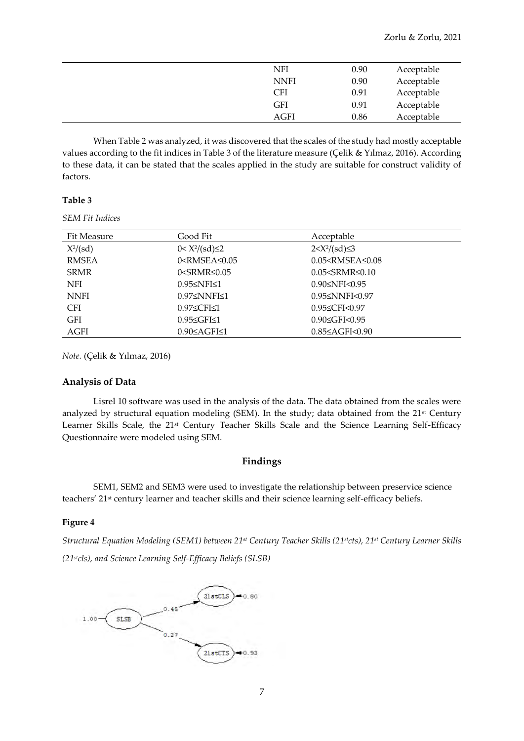| | | | |
|---|---|---|---|
| | NFI | 0.90 | Acceptable |
| | NNFI | 0.90 | Acceptable |
| | CFI | 0.91 | Acceptable |
| | GFI | 0.91 | Acceptable |
| | AGFI | 0.86 | Acceptable |

When Table 2 was analyzed, it was discovered that the scales of the study had mostly acceptable values according to the fit indices in Table 3 of the literature measure (Çelik & Yılmaz, 2016). According to these data, it can be stated that the scales applied in the study are suitable for construct validity of factors.

**Table 3**

*SEM Fit Indices*

| Fit Measure | Good Fit | Acceptable |
|---|---|---|
| $X^2/(sd)$ | $0< X^2/(sd)\leq 2$ | $2<X^2/(sd)\leq 3$ |
| RMSEA | $0<RMSEA\leq 0.05$ | $0.05<RMSEA\leq 0.08$ |
| SRMR | $0<SRMR\leq 0.05$ | $0.05<SRMR\leq 0.10$ |
| NFI | $0.95\leq NFI\leq 1$ | $0.90\leq NFI<0.95$ |
| NNFI | $0.97\leq NNFI\leq 1$ | $0.95\leq NNFI<0.97$ |
| CFI | $0.97\leq CFI\leq 1$ | $0.95\leq CFI<0.97$ |
| GFI | $0.95\leq GFI\leq 1$ | $0.90\leq GFI<0.95$ |
| AGFI | $0.90\leq AGFI\leq 1$ | $0.85\leq AGFI<0.90$ |

*Note.* (Çelik & Yılmaz, 2016)

## Analysis of Data

Lisrel 10 software was used in the analysis of the data. The data obtained from the scales were analyzed by structural equation modeling (SEM). In the study; data obtained from the 21st Century Learner Skills Scale, the 21st Century Teacher Skills Scale and the Science Learning Self-Efficacy Questionnaire were modeled using SEM.

## Findings

SEM1, SEM2 and SEM3 were used to investigate the relationship between preservice science teachers' 21st century learner and teacher skills and their science learning self-efficacy beliefs.

**Figure 4**

*Structural Equation Modeling (SEM1) between 21st Century Teacher Skills (21stcts), 21st Century Learner Skills (21stcls), and Science Learning Self-Efficacy Beliefs (SLSB)*

1.00
SLSB
0.45
0.27
21stCLS
0.80
21stCTS
0.93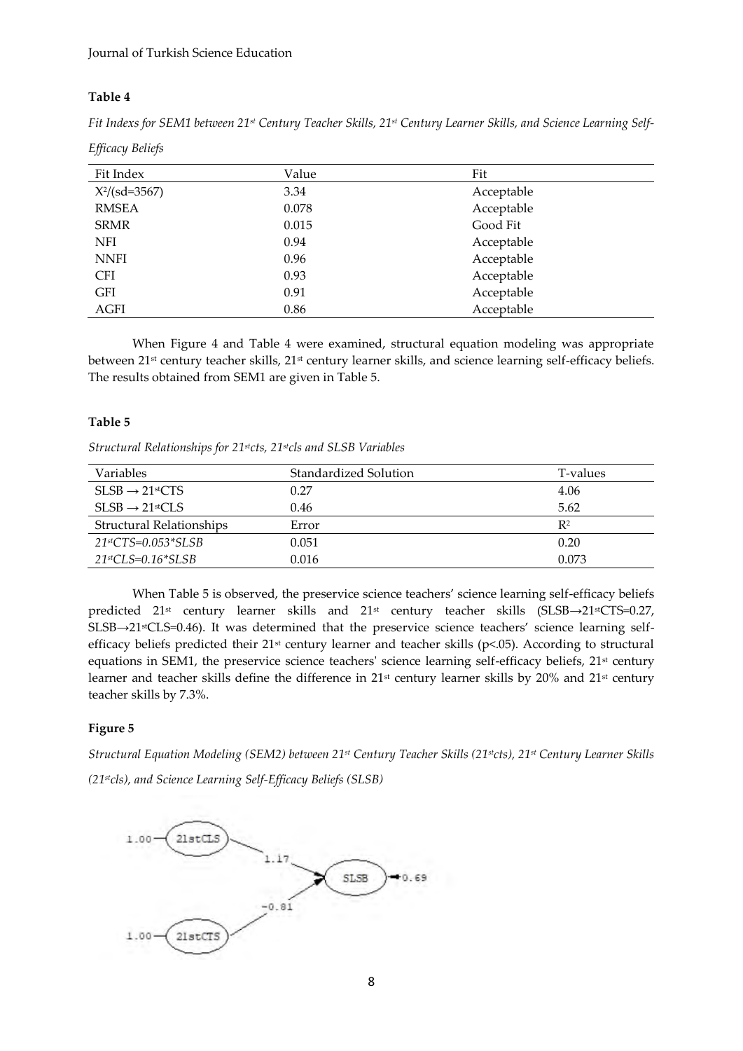**Table 4**

*Fit Indexs for SEM1 between 21st Century Teacher Skills, 21st Century Learner Skills, and Science Learning Self-Efficacy Beliefs*

| Fit Index | Value | Fit |
|---|---|---|
| $X^2/(sd=3567)$ | 3.34 | Acceptable |
| RMSEA | 0.078 | Acceptable |
| SRMR | 0.015 | Good Fit |
| NFI | 0.94 | Acceptable |
| NNFI | 0.96 | Acceptable |
| CFI | 0.93 | Acceptable |
| GFI | 0.91 | Acceptable |
| AGFI | 0.86 | Acceptable |

When Figure 4 and Table 4 were examined, structural equation modeling was appropriate between 21st century teacher skills, 21st century learner skills, and science learning self-efficacy beliefs. The results obtained from SEM1 are given in Table 5.

**Table 5**

*Structural Relationships for 21stcts, 21stcls and SLSB Variables*

| Variables | Standardized Solution | T-values |
|---|---|---|
| SLSB → 21stCTS | 0.27 | 4.06 |
| SLSB → 21stCLS | 0.46 | 5.62 |
| Structural Relationships | Error | $R^2$ |
| *21stCTS=0.053\*SLSB* | 0.051 | 0.20 |
| *21stCLS=0.16\*SLSB* | 0.016 | 0.073 |

When Table 5 is observed, the preservice science teachers' science learning self-efficacy beliefs predicted 21st century learner skills and 21st century teacher skills (SLSB→21stCTS=0.27, SLSB→21stCLS=0.46). It was determined that the preservice science teachers' science learning self-efficacy beliefs predicted their 21st century learner and teacher skills ($p<.05$). According to structural equations in SEM1, the preservice science teachers' science learning self-efficacy beliefs, 21st century learner and teacher skills define the difference in 21st century learner skills by 20% and 21st century teacher skills by 7.3%.

**Figure 5**

*Structural Equation Modeling (SEM2) between 21st Century Teacher Skills (21stcts), 21st Century Learner Skills (21stcls), and Science Learning Self-Efficacy Beliefs (SLSB)*

1.00 21stCLS
1.17
SLSB 0.69
-0.81
1.00 21stCTS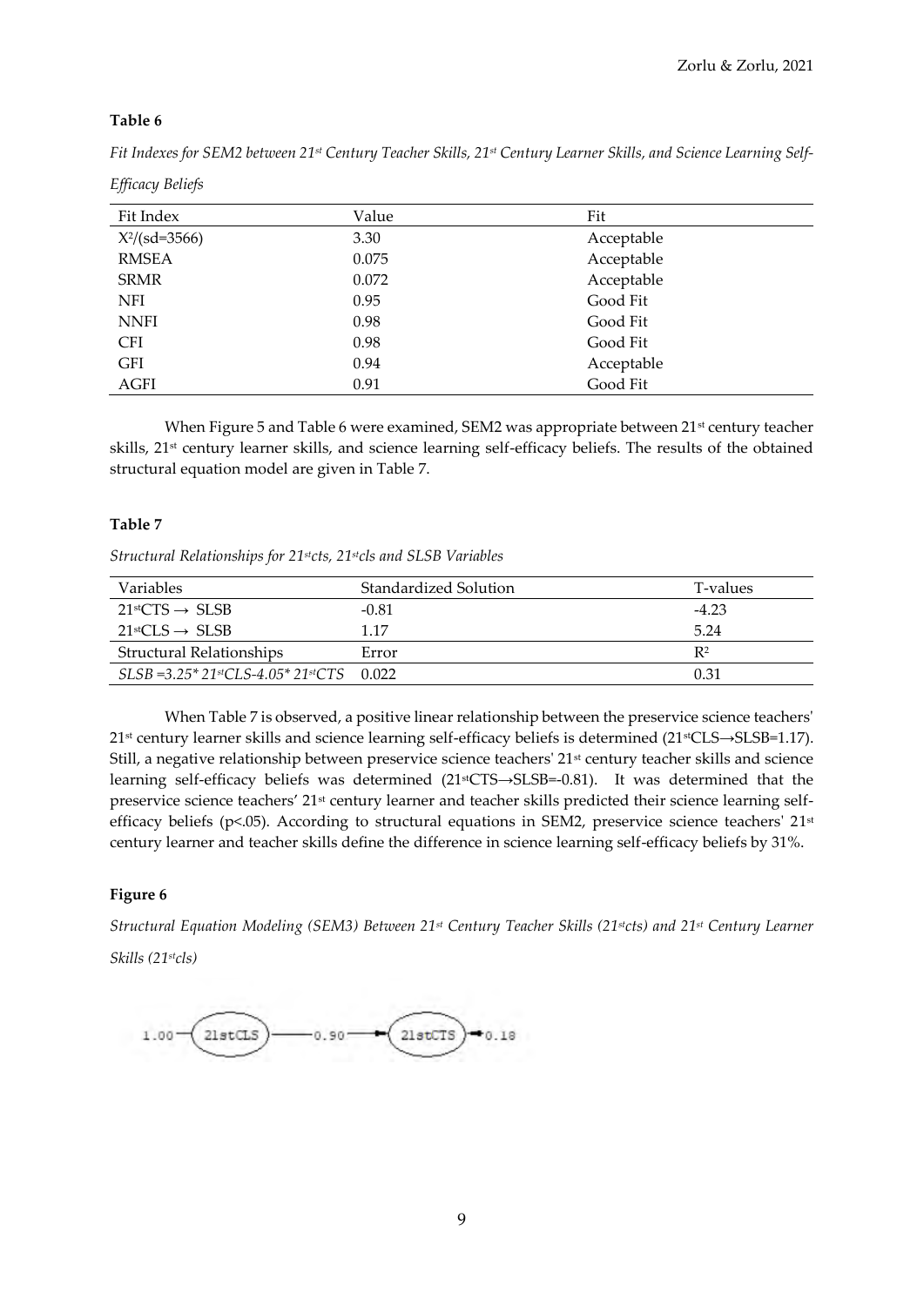**Table 6**

*Fit Indexes for SEM2 between 21st Century Teacher Skills, 21st Century Learner Skills, and Science Learning Self-Efficacy Beliefs*

| Fit Index | Value | Fit |
|---|---|---|
| $X^2$/(sd=3566) | 3.30 | Acceptable |
| RMSEA | 0.075 | Acceptable |
| SRMR | 0.072 | Acceptable |
| NFI | 0.95 | Good Fit |
| NNFI | 0.98 | Good Fit |
| CFI | 0.98 | Good Fit |
| GFI | 0.94 | Acceptable |
| AGFI | 0.91 | Good Fit |

When Figure 5 and Table 6 were examined, SEM2 was appropriate between 21st century teacher skills, 21st century learner skills, and science learning self-efficacy beliefs. The results of the obtained structural equation model are given in Table 7.

**Table 7**

*Structural Relationships for 21stcts, 21stcls and SLSB Variables*

| Variables | Standardized Solution | T-values |
|---|---|---|
| 21stCTS → SLSB | -0.81 | -4.23 |
| 21stCLS → SLSB | 1.17 | 5.24 |
| Structural Relationships | Error | $R^2$ |
| *SLSB =3.25\* 21stCLS-4.05\* 21stCTS* | 0.022 | 0.31 |

When Table 7 is observed, a positive linear relationship between the preservice science teachers' 21st century learner skills and science learning self-efficacy beliefs is determined (21stCLS→SLSB=1.17). Still, a negative relationship between preservice science teachers' 21st century teacher skills and science learning self-efficacy beliefs was determined (21stCTS→SLSB=-0.81). It was determined that the preservice science teachers' 21st century learner and teacher skills predicted their science learning self-efficacy beliefs ($p<.05$). According to structural equations in SEM2, preservice science teachers' 21st century learner and teacher skills define the difference in science learning self-efficacy beliefs by 31%.

**Figure 6**

*Structural Equation Modeling (SEM3) Between 21st Century Teacher Skills (21stcts) and 21st Century Learner Skills (21stcls)*

1.00
21stCLS
0.90
21stCTS
0.18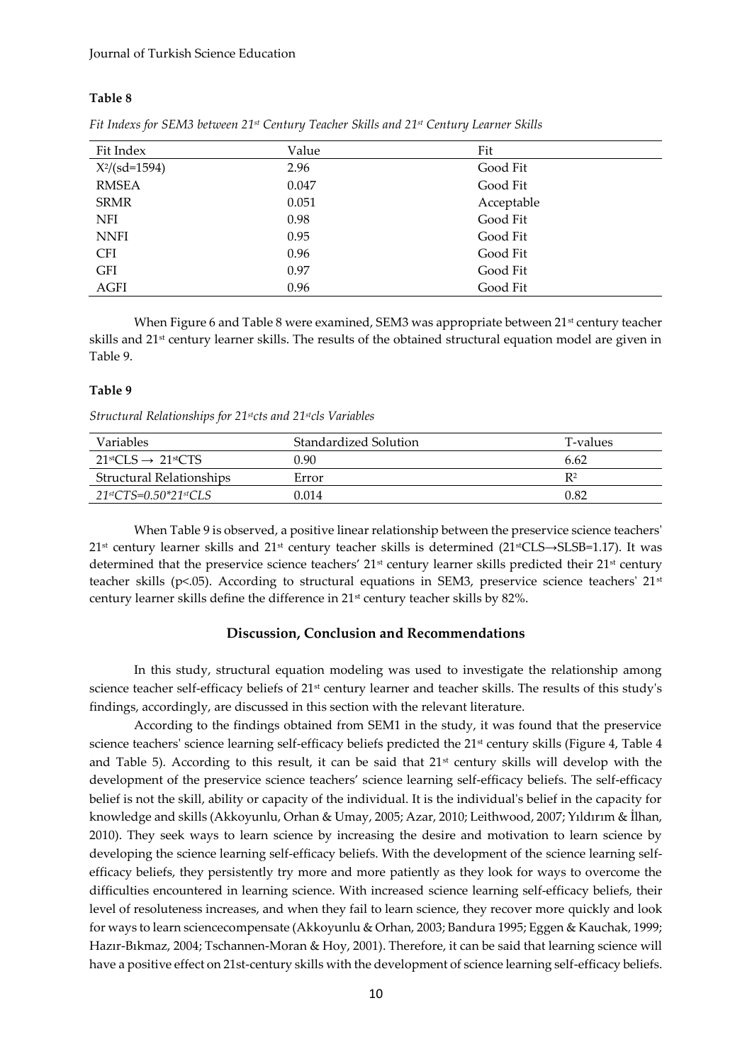**Table 8**

*Fit Indexs for SEM3 between 21st Century Teacher Skills and 21st Century Learner Skills*

| Fit Index | Value | Fit |
|---|---|---|
| $X^2/(sd=1594)$ | 2.96 | Good Fit |
| RMSEA | 0.047 | Good Fit |
| SRMR | 0.051 | Acceptable |
| NFI | 0.98 | Good Fit |
| NNFI | 0.95 | Good Fit |
| CFI | 0.96 | Good Fit |
| GFI | 0.97 | Good Fit |
| AGFI | 0.96 | Good Fit |

When Figure 6 and Table 8 were examined, SEM3 was appropriate between 21st century teacher skills and 21st century learner skills. The results of the obtained structural equation model are given in Table 9.

**Table 9**

*Structural Relationships for 21stcts and 21stcls Variables*

| Variables | Standardized Solution | T-values |
|---|---|---|
| 21stCLS → 21stCTS | 0.90 | 6.62 |
| Structural Relationships | Error | $R^2$ |
| *21stCTS=0.50\*21stCLS* | 0.014 | 0.82 |

When Table 9 is observed, a positive linear relationship between the preservice science teachers' 21st century learner skills and 21st century teacher skills is determined (21stCLS→SLSB=1.17). It was determined that the preservice science teachers' 21st century learner skills predicted their 21st century teacher skills ($p<.05$). According to structural equations in SEM3, preservice science teachers' 21st century learner skills define the difference in 21st century teacher skills by 82%.

## Discussion, Conclusion and Recommendations

In this study, structural equation modeling was used to investigate the relationship among science teacher self-efficacy beliefs of 21st century learner and teacher skills. The results of this study's findings, accordingly, are discussed in this section with the relevant literature.

According to the findings obtained from SEM1 in the study, it was found that the preservice science teachers' science learning self-efficacy beliefs predicted the 21st century skills (Figure 4, Table 4 and Table 5). According to this result, it can be said that 21st century skills will develop with the development of the preservice science teachers' science learning self-efficacy beliefs. The self-efficacy belief is not the skill, ability or capacity of the individual. It is the individual's belief in the capacity for knowledge and skills (Akkoyunlu, Orhan & Umay, 2005; Azar, 2010; Leithwood, 2007; Yıldırım & İlhan, 2010). They seek ways to learn science by increasing the desire and motivation to learn science by developing the science learning self-efficacy beliefs. With the development of the science learning self-efficacy beliefs, they persistently try more and more patiently as they look for ways to overcome the difficulties encountered in learning science. With increased science learning self-efficacy beliefs, their level of resoluteness increases, and when they fail to learn science, they recover more quickly and look for ways to learn sciencecompensate (Akkoyunlu & Orhan, 2003; Bandura 1995; Eggen & Kauchak, 1999; Hazır-Bıkmaz, 2004; Tschannen-Moran & Hoy, 2001). Therefore, it can be said that learning science will have a positive effect on 21st-century skills with the development of science learning self-efficacy beliefs.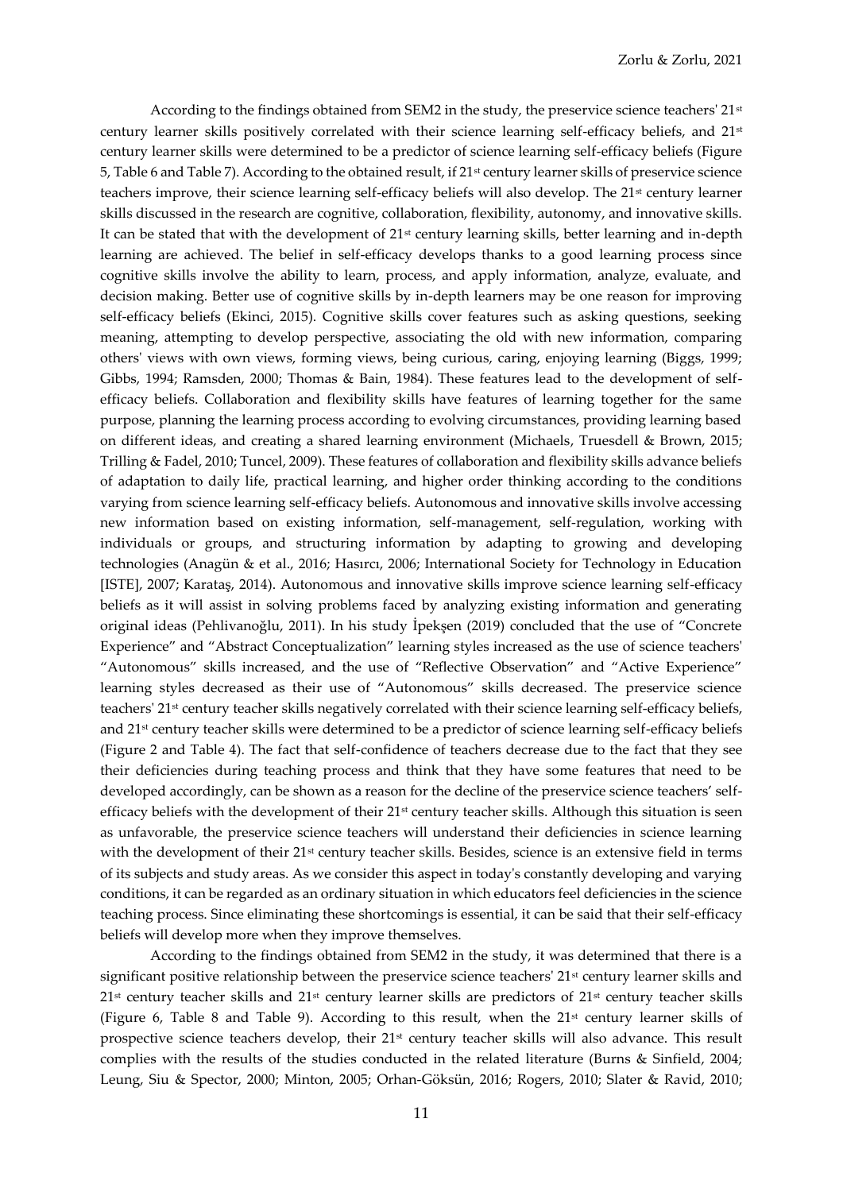According to the findings obtained from SEM2 in the study, the preservice science teachers' 21st century learner skills positively correlated with their science learning self-efficacy beliefs, and 21st century learner skills were determined to be a predictor of science learning self-efficacy beliefs (Figure 5, Table 6 and Table 7). According to the obtained result, if 21st century learner skills of preservice science teachers improve, their science learning self-efficacy beliefs will also develop. The 21st century learner skills discussed in the research are cognitive, collaboration, flexibility, autonomy, and innovative skills. It can be stated that with the development of 21st century learning skills, better learning and in-depth learning are achieved. The belief in self-efficacy develops thanks to a good learning process since cognitive skills involve the ability to learn, process, and apply information, analyze, evaluate, and decision making. Better use of cognitive skills by in-depth learners may be one reason for improving self-efficacy beliefs (Ekinci, 2015). Cognitive skills cover features such as asking questions, seeking meaning, attempting to develop perspective, associating the old with new information, comparing others' views with own views, forming views, being curious, caring, enjoying learning (Biggs, 1999; Gibbs, 1994; Ramsden, 2000; Thomas & Bain, 1984). These features lead to the development of self-efficacy beliefs. Collaboration and flexibility skills have features of learning together for the same purpose, planning the learning process according to evolving circumstances, providing learning based on different ideas, and creating a shared learning environment (Michaels, Truesdell & Brown, 2015; Trilling & Fadel, 2010; Tuncel, 2009). These features of collaboration and flexibility skills advance beliefs of adaptation to daily life, practical learning, and higher order thinking according to the conditions varying from science learning self-efficacy beliefs. Autonomous and innovative skills involve accessing new information based on existing information, self-management, self-regulation, working with individuals or groups, and structuring information by adapting to growing and developing technologies (Anagün & et al., 2016; Hasırcı, 2006; International Society for Technology in Education [ISTE], 2007; Karataş, 2014). Autonomous and innovative skills improve science learning self-efficacy beliefs as it will assist in solving problems faced by analyzing existing information and generating original ideas (Pehlivanoğlu, 2011). In his study İpekşen (2019) concluded that the use of "Concrete Experience" and "Abstract Conceptualization" learning styles increased as the use of science teachers' "Autonomous" skills increased, and the use of "Reflective Observation" and "Active Experience" learning styles decreased as their use of "Autonomous" skills decreased. The preservice science teachers' 21st century teacher skills negatively correlated with their science learning self-efficacy beliefs, and 21st century teacher skills were determined to be a predictor of science learning self-efficacy beliefs (Figure 2 and Table 4). The fact that self-confidence of teachers decrease due to the fact that they see their deficiencies during teaching process and think that they have some features that need to be developed accordingly, can be shown as a reason for the decline of the preservice science teachers' self-efficacy beliefs with the development of their 21st century teacher skills. Although this situation is seen as unfavorable, the preservice science teachers will understand their deficiencies in science learning with the development of their 21st century teacher skills. Besides, science is an extensive field in terms of its subjects and study areas. As we consider this aspect in today's constantly developing and varying conditions, it can be regarded as an ordinary situation in which educators feel deficiencies in the science teaching process. Since eliminating these shortcomings is essential, it can be said that their self-efficacy beliefs will develop more when they improve themselves.

According to the findings obtained from SEM2 in the study, it was determined that there is a significant positive relationship between the preservice science teachers' 21st century learner skills and 21st century teacher skills and 21st century learner skills are predictors of 21st century teacher skills (Figure 6, Table 8 and Table 9). According to this result, when the 21st century learner skills of prospective science teachers develop, their 21st century teacher skills will also advance. This result complies with the results of the studies conducted in the related literature (Burns & Sinfield, 2004; Leung, Siu & Spector, 2000; Minton, 2005; Orhan-Göksün, 2016; Rogers, 2010; Slater & Ravid, 2010;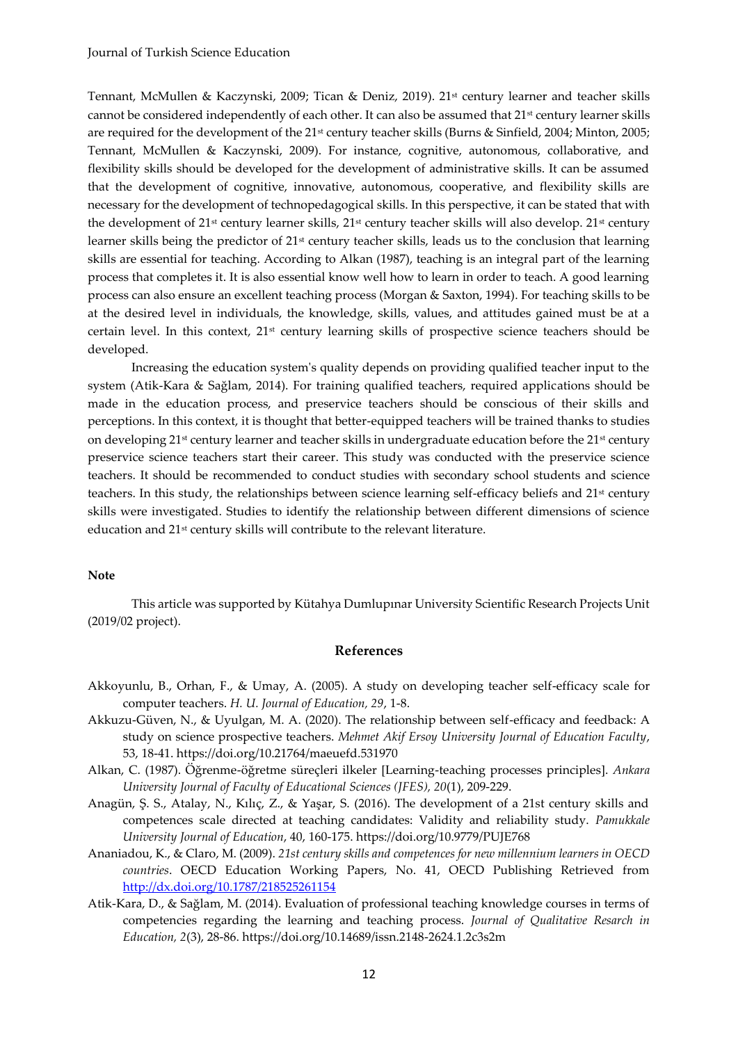Tennant, McMullen & Kaczynski, 2009; Tican & Deniz, 2019). 21st century learner and teacher skills cannot be considered independently of each other. It can also be assumed that 21st century learner skills are required for the development of the 21st century teacher skills (Burns & Sinfield, 2004; Minton, 2005; Tennant, McMullen & Kaczynski, 2009). For instance, cognitive, autonomous, collaborative, and flexibility skills should be developed for the development of administrative skills. It can be assumed that the development of cognitive, innovative, autonomous, cooperative, and flexibility skills are necessary for the development of technopedagogical skills. In this perspective, it can be stated that with the development of 21st century learner skills, 21st century teacher skills will also develop. 21st century learner skills being the predictor of 21st century teacher skills, leads us to the conclusion that learning skills are essential for teaching. According to Alkan (1987), teaching is an integral part of the learning process that completes it. It is also essential know well how to learn in order to teach. A good learning process can also ensure an excellent teaching process (Morgan & Saxton, 1994). For teaching skills to be at the desired level in individuals, the knowledge, skills, values, and attitudes gained must be at a certain level. In this context, 21st century learning skills of prospective science teachers should be developed.

Increasing the education system's quality depends on providing qualified teacher input to the system (Atik-Kara & Sağlam, 2014). For training qualified teachers, required applications should be made in the education process, and preservice teachers should be conscious of their skills and perceptions. In this context, it is thought that better-equipped teachers will be trained thanks to studies on developing 21st century learner and teacher skills in undergraduate education before the 21st century preservice science teachers start their career. This study was conducted with the preservice science teachers. It should be recommended to conduct studies with secondary school students and science teachers. In this study, the relationships between science learning self-efficacy beliefs and 21st century skills were investigated. Studies to identify the relationship between different dimensions of science education and 21st century skills will contribute to the relevant literature.

**Note**

This article was supported by Kütahya Dumlupınar University Scientific Research Projects Unit (2019/02 project).

## References

Akkoyunlu, B., Orhan, F., & Umay, A. (2005). A study on developing teacher self-efficacy scale for computer teachers. *H. U. Journal of Education, 29*, 1-8.

Akkuzu-Güven, N., & Uyulgan, M. A. (2020). The relationship between self-efficacy and feedback: A study on science prospective teachers. *Mehmet Akif Ersoy University Journal of Education Faculty*, 53, 18-41. https://doi.org/10.21764/maeuefd.531970

Alkan, C. (1987). Öğrenme-öğretme süreçleri ilkeler [Learning-teaching processes principles]. *Ankara University Journal of Faculty of Educational Sciences (JFES), 20*(1), 209-229.

Anagün, Ş. S., Atalay, N., Kılıç, Z., & Yaşar, S. (2016). The development of a 21st century skills and competences scale directed at teaching candidates: Validity and reliability study. *Pamukkale University Journal of Education*, 40, 160-175. https://doi.org/10.9779/PUJE768

Ananiadou, K., & Claro, M. (2009). *21st century skills and competences for new millennium learners in OECD countries*. OECD Education Working Papers, No. 41, OECD Publishing Retrieved from http://dx.doi.org/10.1787/218525261154

Atik-Kara, D., & Sağlam, M. (2014). Evaluation of professional teaching knowledge courses in terms of competencies regarding the learning and teaching process. *Journal of Qualitative Resarch in Education, 2*(3), 28-86. https://doi.org/10.14689/issn.2148-2624.1.2c3s2m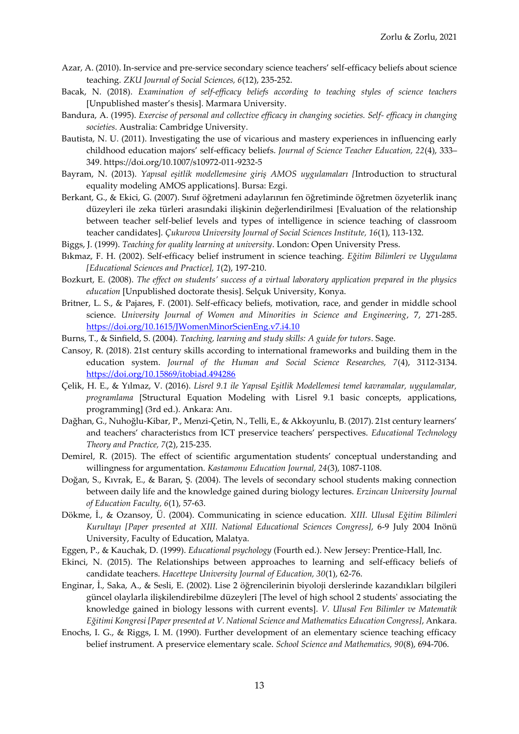Azar, A. (2010). In-service and pre-service secondary science teachers' self-efficacy beliefs about science teaching. *ZKU Journal of Social Sciences, 6*(12), 235-252.

Bacak, N. (2018). *Examination of self-efficacy beliefs according to teaching styles of science teachers* [Unpublished master's thesis]. Marmara University.

Bandura, A. (1995). *Exercise of personal and collective efficacy in changing societies. Self- efficacy in changing societies*. Australia: Cambridge University.

Bautista, N. U. (2011). Investigating the use of vicarious and mastery experiences in influencing early childhood education majors' self-efficacy beliefs. *Journal of Science Teacher Education, 22*(4), 333–349. https://doi.org/10.1007/s10972-011-9232-5

Bayram, N. (2013). *Yapısal eşitlik modellemesine giriş AMOS uygulamaları [*Introduction to structural equality modeling AMOS applications]. Bursa: Ezgi.

Berkant, G., & Ekici, G. (2007). Sınıf öğretmeni adaylarının fen öğretiminde öğretmen özyeterlik inanç düzeyleri ile zeka türleri arasındaki ilişkinin değerlendirilmesi [Evaluation of the relationship between teacher self-belief levels and types of intelligence in science teaching of classroom teacher candidates]. *Çukurova University Journal of Social Sciences Institute, 16*(1), 113-132.

Biggs, J. (1999). *Teaching for quality learning at university*. London: Open University Press.

Bıkmaz, F. H. (2002). Self-efficacy belief instrument in science teaching. *Eğitim Bilimleri ve Uygulama [Educational Sciences and Practice], 1*(2), 197-210.

Bozkurt, E. (2008). *The effect on students' success of a virtual laboratory application prepared in the physics education* [Unpublished doctorate thesis]. Selçuk University, Konya.

Britner, L. S., & Pajares, F. (2001). Self-efficacy beliefs, motivation, race, and gender in middle school science. *University Journal of Women and Minorities in Science and Engineering*, 7, 271-285. https://doi.org/10.1615/JWomenMinorScienEng.v7.i4.10

Burns, T., & Sinfield, S. (2004). *Teaching, learning and study skills: A guide for tutors*. Sage.

Cansoy, R. (2018). 21st century skills according to international frameworks and building them in the education system. *Journal of the Human and Social Science Researches, 7*(4), 3112-3134. https://doi.org/10.15869/itobiad.494286

Çelik, H. E., & Yılmaz, V. (2016). *Lisrel 9.1 ile Yapısal Eşitlik Modellemesi temel kavramalar, uygulamalar, programlama* [Structural Equation Modeling with Lisrel 9.1 basic concepts, applications, programming] (3rd ed.). Ankara: Anı.

Dağhan, G., Nuhoğlu-Kibar, P., Menzi-Çetin, N., Telli, E., & Akkoyunlu, B. (2017). 21st century learners' and teachers' characteristıcs from ICT preservice teachers' perspectives. *Educational Technology Theory and Practice, 7*(2), 215-235.

Demirel, R. (2015). The effect of scientific argumentation students' conceptual understanding and willingness for argumentation. *Kastamonu Education Journal, 24*(3), 1087-1108.

Doğan, S., Kıvrak, E., & Baran, Ş. (2004). The levels of secondary school students making connection between daily life and the knowledge gained during biology lectures. *Erzincan University Journal of Education Faculty, 6*(1), 57-63.

Dökme, İ., & Ozansoy, Ü. (2004). Communicating in science education. *XIII. Ulusal Eğitim Bilimleri Kurultayı [Paper presented at XIII. National Educational Sciences Congress]*, 6-9 July 2004 Inönü University, Faculty of Education, Malatya.

Eggen, P., & Kauchak, D. (1999). *Educational psychology* (Fourth ed.). New Jersey: Prentice-Hall, Inc.

Ekinci, N. (2015). The Relationships between approaches to learning and self-efficacy beliefs of candidate teachers. *Hacettepe University Journal of Education, 30*(1), 62-76.

Enginar, İ., Saka, A., & Sesli, E. (2002). Lise 2 öğrencilerinin biyoloji derslerinde kazandıkları bilgileri güncel olaylarla ilişkilendirebilme düzeyleri [The level of high school 2 students' associating the knowledge gained in biology lessons with current events]. *V. Ulusal Fen Bilimler ve Matematik Eğitimi Kongresi [Paper presented at V. National Science and Mathematics Education Congress]*, Ankara.

Enochs, I. G., & Riggs, I. M. (1990). Further development of an elementary science teaching efficacy belief instrument. A preservice elementary scale. *School Science and Mathematics, 90*(8), 694-706.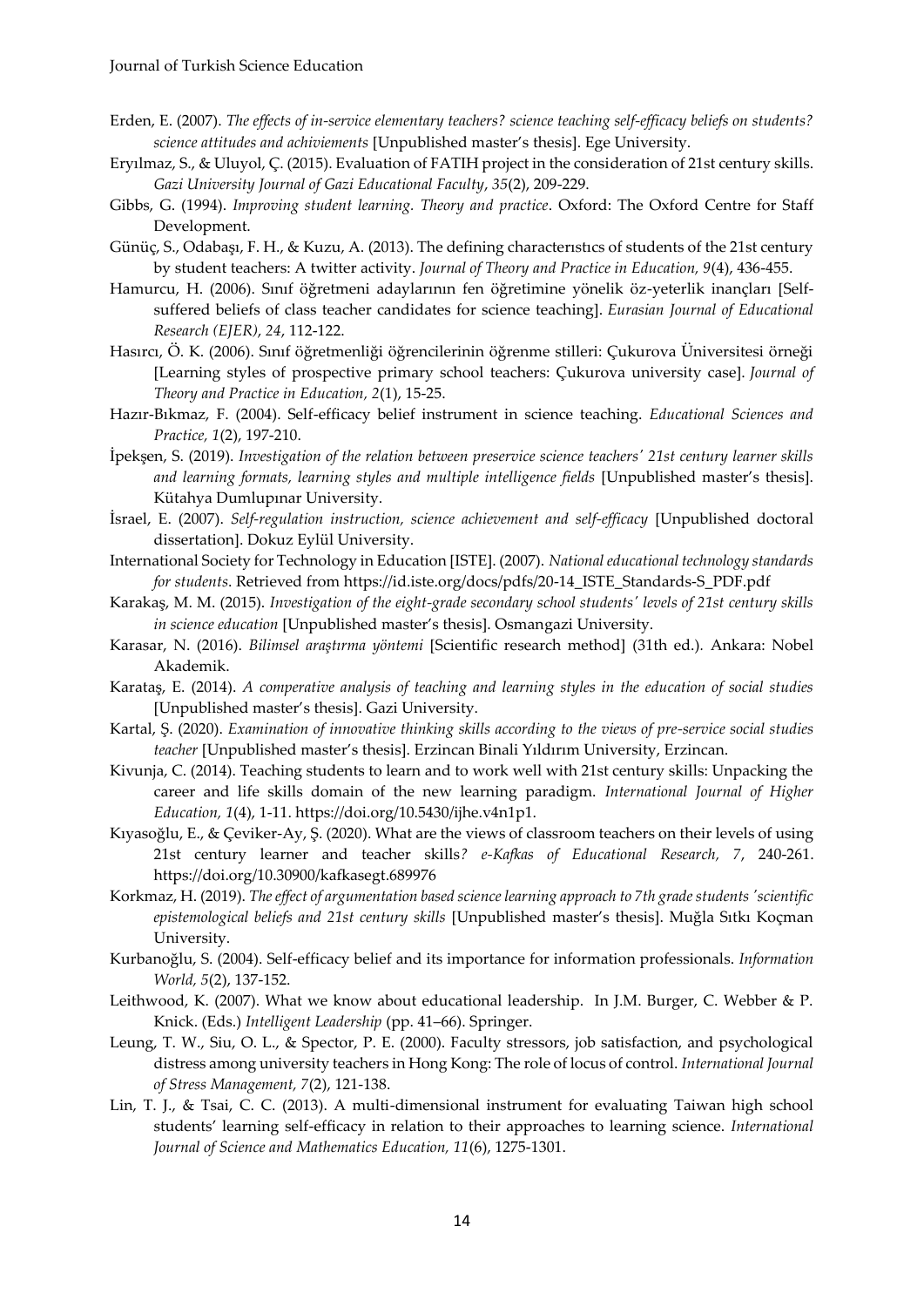Erden, E. (2007). *The effects of in-service elementary teachers? science teaching self-efficacy beliefs on students? science attitudes and achiviements* [Unpublished master's thesis]. Ege University.

Eryılmaz, S., & Uluyol, Ç. (2015). Evaluation of FATIH project in the consideration of 21st century skills. *Gazi University Journal of Gazi Educational Faculty*, *35*(2), 209-229.

Gibbs, G. (1994). *Improving student learning. Theory and practice*. Oxford: The Oxford Centre for Staff Development.

Günüç, S., Odabaşı, F. H., & Kuzu, A. (2013). The defining characterıstıcs of students of the 21st century by student teachers: A twitter activity. *Journal of Theory and Practice in Education, 9*(4), 436-455.

Hamurcu, H. (2006). Sınıf öğretmeni adaylarının fen öğretimine yönelik öz-yeterlik inançları [Self-suffered beliefs of class teacher candidates for science teaching]. *Eurasian Journal of Educational Research (EJER)*, *24*, 112-122.

Hasırcı, Ö. K. (2006). Sınıf öğretmenliği öğrencilerinin öğrenme stilleri: Çukurova Üniversitesi örneği [Learning styles of prospective primary school teachers: Çukurova university case]. *Journal of Theory and Practice in Education*, *2*(1), 15-25.

Hazır-Bıkmaz, F. (2004). Self-efficacy belief instrument in science teaching. *Educational Sciences and Practice, 1*(2), 197-210.

İpekşen, S. (2019). *Investigation of the relation between preservice science teachers' 21st century learner skills and learning formats, learning styles and multiple intelligence fields* [Unpublished master's thesis]. Kütahya Dumlupınar University.

İsrael, E. (2007). *Self-regulation instruction, science achievement and self-efficacy* [Unpublished doctoral dissertation]. Dokuz Eylül University.

International Society for Technology in Education [ISTE]. (2007). *National educational technology standards for students*. Retrieved from https://id.iste.org/docs/pdfs/20-14_ISTE_Standards-S_PDF.pdf

Karakaş, M. M. (2015). *Investigation of the eight-grade secondary school students' levels of 21st century skills in science education* [Unpublished master's thesis]. Osmangazi University.

Karasar, N. (2016). *Bilimsel araştırma yöntemi* [Scientific research method] (31th ed.). Ankara: Nobel Akademik.

Karataş, E. (2014). *A comperative analysis of teaching and learning styles in the education of social studies* [Unpublished master's thesis]. Gazi University.

Kartal, Ş. (2020). *Examination of innovative thinking skills according to the views of pre-service social studies teacher* [Unpublished master's thesis]. Erzincan Binali Yıldırım University, Erzincan.

Kivunja, C. (2014). Teaching students to learn and to work well with 21st century skills: Unpacking the career and life skills domain of the new learning paradigm. *International Journal of Higher Education, 1*(4), 1-11. https://doi.org/10.5430/ijhe.v4n1p1.

Kıyasoğlu, E., & Çeviker-Ay, Ş. (2020). What are the views of classroom teachers on their levels of using 21st century learner and teacher skills*? e-Kafkas of Educational Research, 7*, 240-261. https://doi.org/10.30900/kafkasegt.689976

Korkmaz, H. (2019). *The effect of argumentation based science learning approach to 7th grade students 'scientific epistemological beliefs and 21st century skills* [Unpublished master's thesis]. Muğla Sıtkı Koçman University.

Kurbanoğlu, S. (2004). Self-efficacy belief and its importance for information professionals. *Information World, 5*(2), 137-152.

Leithwood, K. (2007). What we know about educational leadership. In J.M. Burger, C. Webber & P. Knick. (Eds.) *Intelligent Leadership* (pp. 41–66). Springer.

Leung, T. W., Siu, O. L., & Spector, P. E. (2000). Faculty stressors, job satisfaction, and psychological distress among university teachers in Hong Kong: The role of locus of control. *International Journal of Stress Management, 7*(2), 121-138.

Lin, T. J., & Tsai, C. C. (2013). A multi-dimensional instrument for evaluating Taiwan high school students' learning self-efficacy in relation to their approaches to learning science. *International Journal of Science and Mathematics Education, 11*(6), 1275-1301.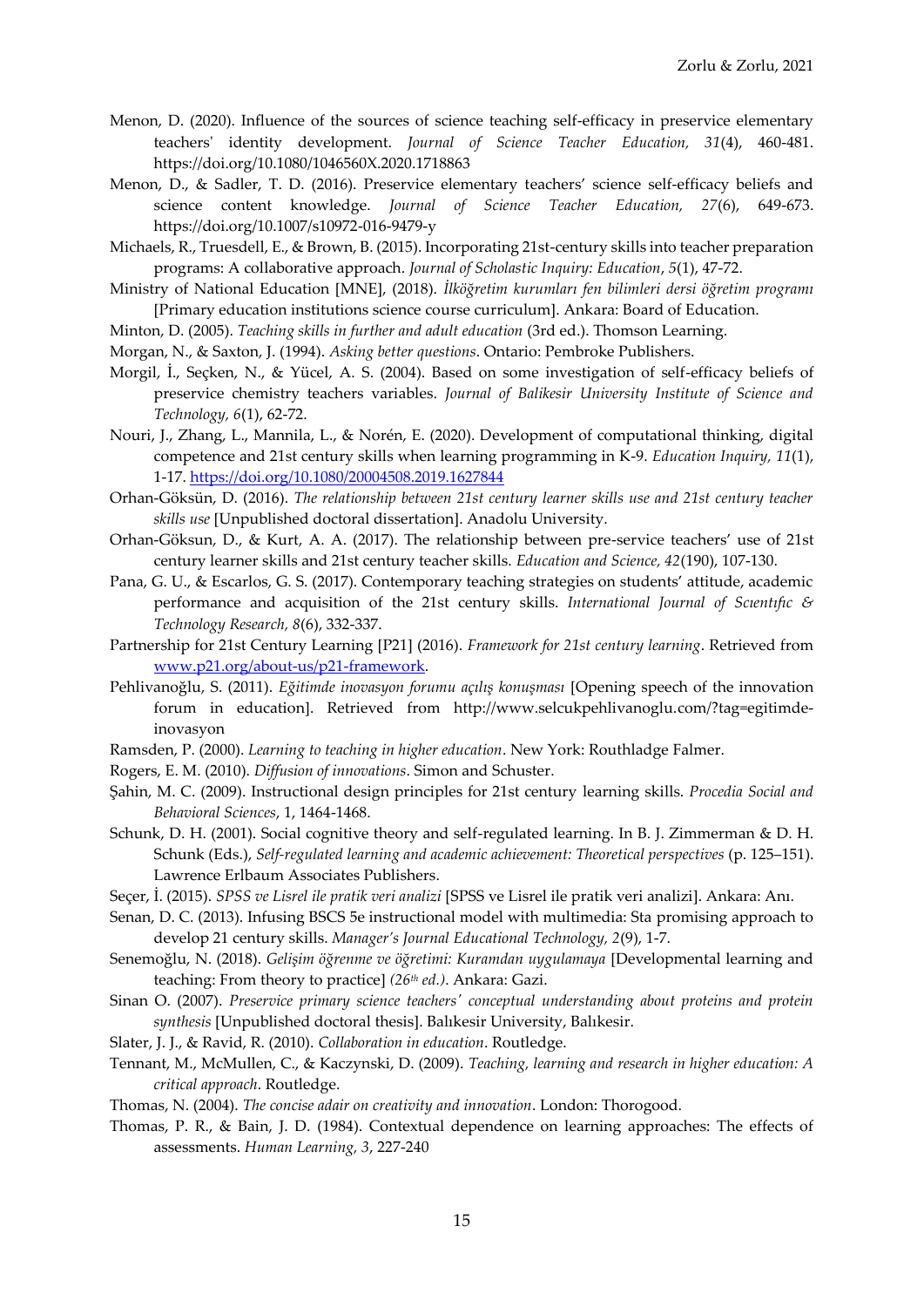Menon, D. (2020). Influence of the sources of science teaching self-efficacy in preservice elementary teachers' identity development. *Journal of Science Teacher Education, 31*(4), 460-481. https://doi.org/10.1080/1046560X.2020.1718863

Menon, D., & Sadler, T. D. (2016). Preservice elementary teachers' science self-efficacy beliefs and science content knowledge. *Journal of Science Teacher Education, 27*(6), 649-673. https://doi.org/10.1007/s10972-016-9479-y

Michaels, R., Truesdell, E., & Brown, B. (2015). Incorporating 21st-century skills into teacher preparation programs: A collaborative approach. *Journal of Scholastic Inquiry: Education*, *5*(1), 47-72.

Ministry of National Education [MNE], (2018). *İlköğretim kurumları fen bilimleri dersi öğretim programı* [Primary education institutions science course curriculum]. Ankara: Board of Education.

Minton, D. (2005). *Teaching skills in further and adult education* (3rd ed.). Thomson Learning.

Morgan, N., & Saxton, J. (1994). *Asking better questions*. Ontario: Pembroke Publishers.

Morgil, İ., Seçken, N., & Yücel, A. S. (2004). Based on some investigation of self-efficacy beliefs of preservice chemistry teachers variables. *Journal of Balikesir University Institute of Science and Technology, 6*(1), 62-72.

Nouri, J., Zhang, L., Mannila, L., & Norén, E. (2020). Development of computational thinking, digital competence and 21st century skills when learning programming in K-9. *Education Inquiry, 11*(1), 1-17. https://doi.org/10.1080/20004508.2019.1627844

Orhan-Göksün, D. (2016). *The relationship between 21st century learner skills use and 21st century teacher skills use* [Unpublished doctoral dissertation]. Anadolu University.

Orhan-Göksun, D., & Kurt, A. A. (2017). The relationship between pre-service teachers' use of 21st century learner skills and 21st century teacher skills. *Education and Science, 42*(190), 107-130.

Pana, G. U., & Escarlos, G. S. (2017). Contemporary teaching strategies on students' attitude, academic performance and acquisition of the 21st century skills. *International Journal of Scıentıfic & Technology Research, 8*(6), 332-337.

Partnership for 21st Century Learning [P21] (2016). *Framework for 21st century learning*. Retrieved from www.p21.org/about-us/p21-framework.

Pehlivanoğlu, S. (2011). *Eğitimde inovasyon forumu açılış konuşması* [Opening speech of the innovation forum in education]. Retrieved from http://www.selcukpehlivanoglu.com/?tag=egitimde-inovasyon

Ramsden, P. (2000). *Learning to teaching in higher education*. New York: Routhladge Falmer.

Rogers, E. M. (2010). *Diffusion of innovations*. Simon and Schuster.

Şahin, M. C. (2009). Instructional design principles for 21st century learning skills. *Procedia Social and Behavioral Sciences*, 1, 1464-1468.

Schunk, D. H. (2001). Social cognitive theory and self-regulated learning. In B. J. Zimmerman & D. H. Schunk (Eds.), *Self-regulated learning and academic achievement: Theoretical perspectives* (p. 125–151). Lawrence Erlbaum Associates Publishers.

Seçer, İ. (2015). *SPSS ve Lisrel ile pratik veri analizi* [SPSS ve Lisrel ile pratik veri analizi]. Ankara: Anı.

Senan, D. C. (2013). Infusing BSCS 5e instructional model with multimedia: Sta promising approach to develop 21 century skills. *Manager's Journal Educational Technology, 2*(9), 1-7.

Senemoğlu, N. (2018). *Gelişim öğrenme ve öğretimi: Kuramdan uygulamaya* [Developmental learning and teaching: From theory to practice] *(26th ed.)*. Ankara: Gazi.

Sinan O. (2007). *Preservice primary science teachers' conceptual understanding about proteins and protein synthesis* [Unpublished doctoral thesis]. Balıkesir University, Balıkesir.

Slater, J. J., & Ravid, R. (2010). *Collaboration in education*. Routledge.

Tennant, M., McMullen, C., & Kaczynski, D. (2009). *Teaching, learning and research in higher education: A critical approach*. Routledge.

Thomas, N. (2004). *The concise adair on creativity and innovation*. London: Thorogood.

Thomas, P. R., & Bain, J. D. (1984). Contextual dependence on learning approaches: The effects of assessments. *Human Learning, 3*, 227-240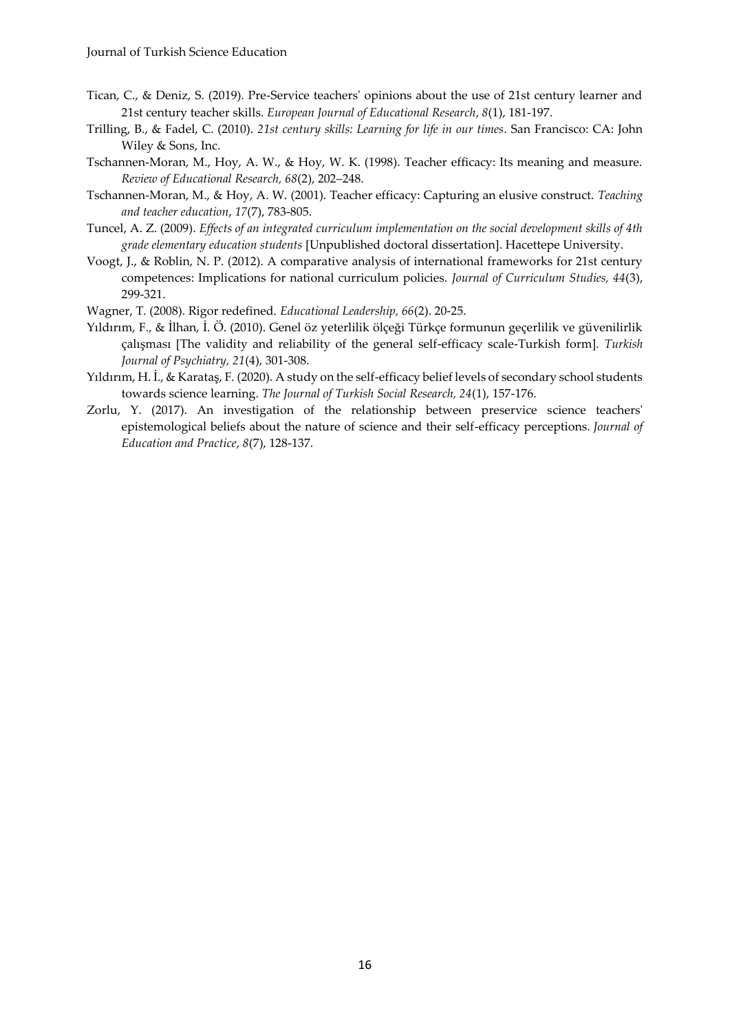Tican, C., & Deniz, S. (2019). Pre-Service teachers' opinions about the use of 21st century learner and 21st century teacher skills. *European Journal of Educational Research*, *8*(1), 181-197.

Trilling, B., & Fadel, C. (2010). *21st century skills: Learning for life in our times*. San Francisco: CA: John Wiley & Sons, Inc.

Tschannen-Moran, M., Hoy, A. W., & Hoy, W. K. (1998). Teacher efficacy: Its meaning and measure. *Review of Educational Research, 68*(2), 202–248.

Tschannen-Moran, M., & Hoy, A. W. (2001). Teacher efficacy: Capturing an elusive construct. *Teaching and teacher education*, *17*(7), 783-805.

Tuncel, A. Z. (2009). *Effects of an integrated curriculum implementation on the social development skills of 4th grade elementary education students* [Unpublished doctoral dissertation]. Hacettepe University.

Voogt, J., & Roblin, N. P. (2012). A comparative analysis of international frameworks for 21st century competences: Implications for national curriculum policies. *Journal of Curriculum Studies, 44*(3), 299-321.

Wagner, T. (2008). Rigor redefined. *Educational Leadership, 66*(2). 20-25.

Yıldırım, F., & İlhan, İ. Ö. (2010). Genel öz yeterlilik ölçeği Türkçe formunun geçerlilik ve güvenilirlik çalışması [The validity and reliability of the general self-efficacy scale-Turkish form]. *Turkish Journal of Psychiatry, 21*(4), 301-308.

Yıldırım, H. İ., & Karataş, F. (2020). A study on the self-efficacy belief levels of secondary school students towards science learning. *The Journal of Turkish Social Research, 24*(1), 157-176.

Zorlu, Y. (2017). An investigation of the relationship between preservice science teachers' epistemological beliefs about the nature of science and their self-efficacy perceptions. *Journal of Education and Practice*, *8*(7), 128-137.